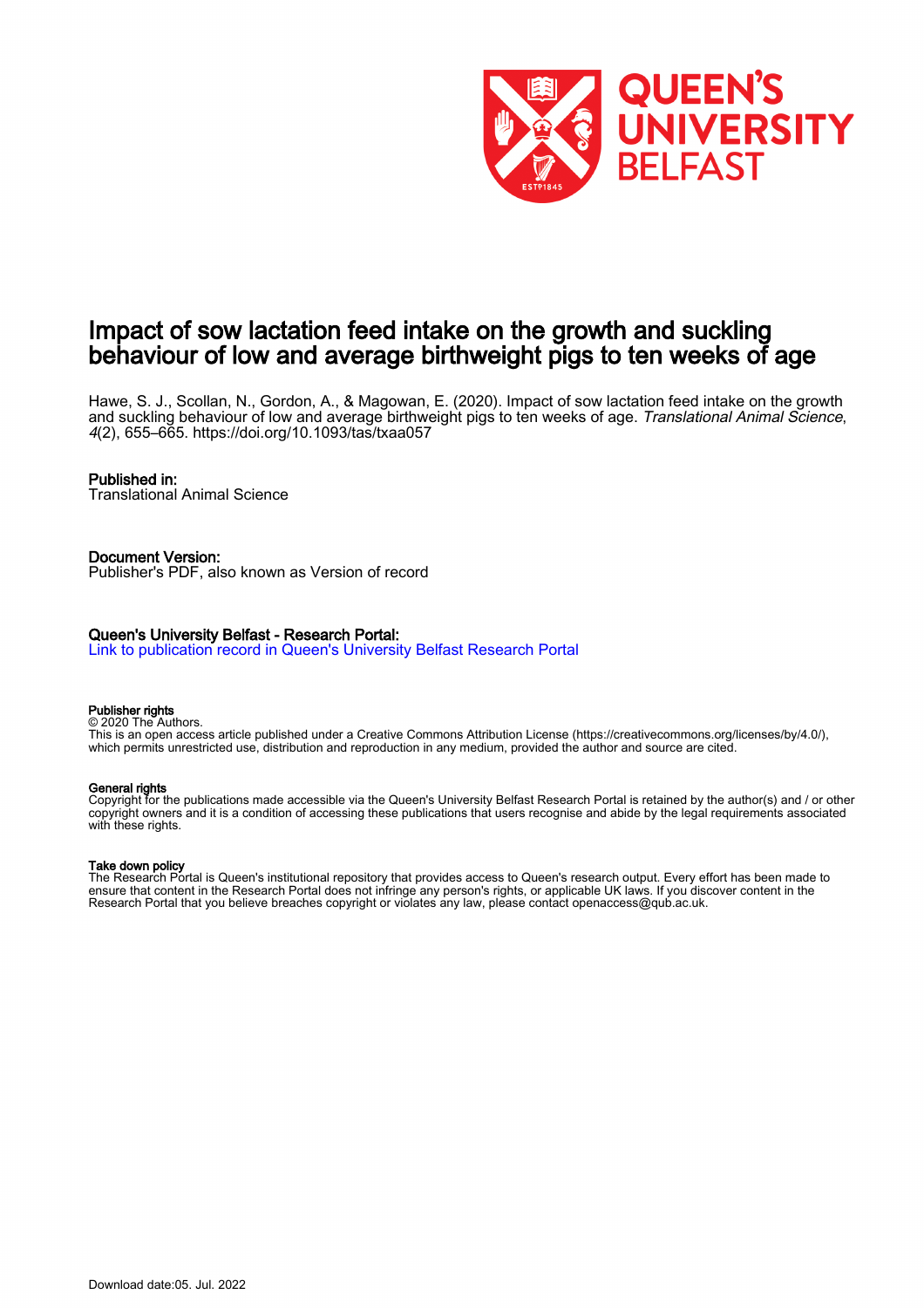# Impact of sow lactation feed intake on the growth and suckling behaviour of low and average birthweight pigs to ten weeks of age

Hawe, S. J., Scollan, N., Gordon, A., & Magowan, E. (2020). Impact of sow lactation feed intake on the growth and suckling behaviour of low and average birthweight pigs to ten weeks of age. *Translational Animal Science*, *4*(2), 655–665. https://doi.org/10.1093/tas/txaa057

**Published in:**
Translational Animal Science

**Document Version:**
Publisher's PDF, also known as Version of record

**Queen's University Belfast - Research Portal:**
Link to publication record in Queen's University Belfast Research Portal

**Publisher rights**
© 2020 The Authors.
This is an open access article published under a Creative Commons Attribution License (https://creativecommons.org/licenses/by/4.0/), which permits unrestricted use, distribution and reproduction in any medium, provided the author and source are cited.

**General rights**
Copyright for the publications made accessible via the Queen's University Belfast Research Portal is retained by the author(s) and / or other copyright owners and it is a condition of accessing these publications that users recognise and abide by the legal requirements associated with these rights.

**Take down policy**
The Research Portal is Queen's institutional repository that provides access to Queen's research output. Every effort has been made to ensure that content in the Research Portal does not infringe any person's rights, or applicable UK laws. If you discover content in the Research Portal that you believe breaches copyright or violates any law, please contact openaccess@qub.ac.uk.

Download date:05. Jul. 2022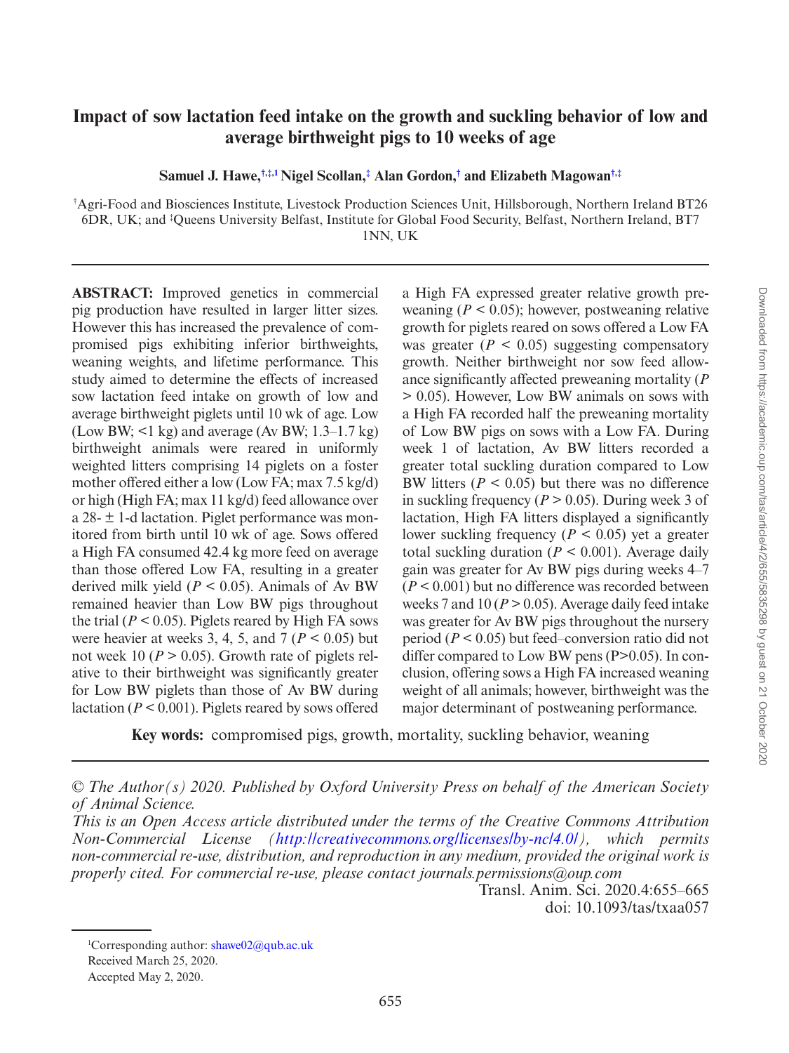# Impact of sow lactation feed intake on the growth and suckling behavior of low and average birthweight pigs to 10 weeks of age

**Samuel J. Hawe,[†,‡,1] Nigel Scollan,[‡] Alan Gordon,[†] and Elizabeth Magowan[†,‡]**

[†]Agri-Food and Biosciences Institute, Livestock Production Sciences Unit, Hillsborough, Northern Ireland BT26 6DR, UK; and [‡]Queens University Belfast, Institute for Global Food Security, Belfast, Northern Ireland, BT7 1NN, UK

**ABSTRACT:** Improved genetics in commercial pig production have resulted in larger litter sizes. However this has increased the prevalence of compromised pigs exhibiting inferior birthweights, weaning weights, and lifetime performance. This study aimed to determine the effects of increased sow lactation feed intake on growth of low and average birthweight piglets until 10 wk of age. Low (Low BW; <1 kg) and average (Av BW; 1.3–1.7 kg) birthweight animals were reared in uniformly weighted litters comprising 14 piglets on a foster mother offered either a low (Low FA; max 7.5 kg/d) or high (High FA; max 11 kg/d) feed allowance over a 28- ± 1-d lactation. Piglet performance was monitored from birth until 10 wk of age. Sows offered a High FA consumed 42.4 kg more feed on average than those offered Low FA, resulting in a greater derived milk yield ($P < 0.05$). Animals of Av BW remained heavier than Low BW pigs throughout the trial ($P < 0.05$). Piglets reared by High FA sows were heavier at weeks 3, 4, 5, and 7 ($P < 0.05$) but not week 10 ($P > 0.05$). Growth rate of piglets relative to their birthweight was significantly greater for Low BW piglets than those of Av BW during lactation ($P < 0.001$). Piglets reared by sows offered a High FA expressed greater relative growth preweaning ($P < 0.05$); however, postweaning relative growth for piglets reared on sows offered a Low FA was greater ($P < 0.05$) suggesting compensatory growth. Neither birthweight nor sow feed allowance significantly affected preweaning mortality ($P > 0.05$). However, Low BW animals on sows with a High FA recorded half the preweaning mortality of Low BW pigs on sows with a Low FA. During week 1 of lactation, Av BW litters recorded a greater total suckling duration compared to Low BW litters ($P < 0.05$) but there was no difference in suckling frequency ($P > 0.05$). During week 3 of lactation, High FA litters displayed a significantly lower suckling frequency ($P < 0.05$) yet a greater total suckling duration ($P < 0.001$). Average daily gain was greater for Av BW pigs during weeks 4–7 ($P < 0.001$) but no difference was recorded between weeks 7 and 10 ($P > 0.05$). Average daily feed intake was greater for Av BW pigs throughout the nursery period ($P < 0.05$) but feed–conversion ratio did not differ compared to Low BW pens ($P > 0.05$). In conclusion, offering sows a High FA increased weaning weight of all animals; however, birthweight was the major determinant of postweaning performance.

**Key words:** compromised pigs, growth, mortality, suckling behavior, weaning

*© The Author(s) 2020. Published by Oxford University Press on behalf of the American Society of Animal Science.*
*This is an Open Access article distributed under the terms of the Creative Commons Attribution Non-Commercial License (http://creativecommons.org/licenses/by-nc/4.0/), which permits non-commercial re-use, distribution, and reproduction in any medium, provided the original work is properly cited. For commercial re-use, please contact journals.permissions@oup.com*

Transl. Anim. Sci. 2020.4:655–665
doi: 10.1093/tas/txaa057

[1]Corresponding author: shawe02@qub.ac.uk
Received March 25, 2020.
Accepted May 2, 2020.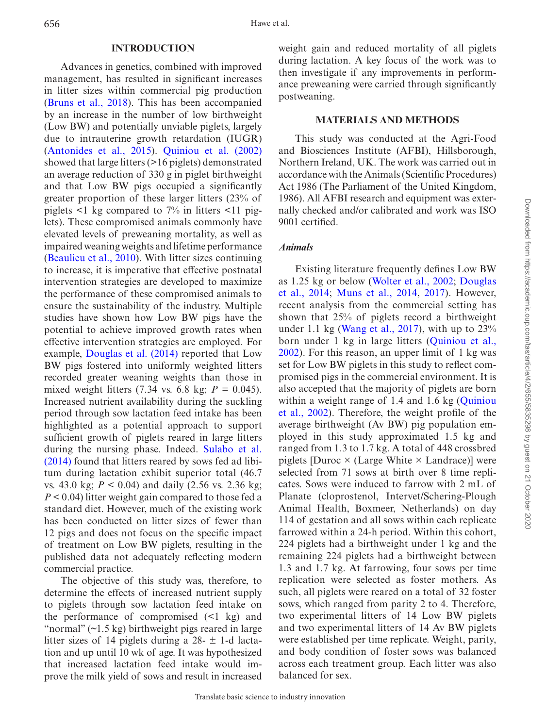## INTRODUCTION

Advances in genetics, combined with improved management, has resulted in significant increases in litter sizes within commercial pig production (Bruns et al., 2018). This has been accompanied by an increase in the number of low birthweight (Low BW) and potentially unviable piglets, largely due to intrauterine growth retardation (IUGR) (Antonides et al., 2015). Quiniou et al. (2002) showed that large litters (>16 piglets) demonstrated an average reduction of 330 g in piglet birthweight and that Low BW pigs occupied a significantly greater proportion of these larger litters (23% of piglets <1 kg compared to 7% in litters <11 piglets). These compromised animals commonly have elevated levels of preweaning mortality, as well as impaired weaning weights and lifetime performance (Beaulieu et al., 2010). With litter sizes continuing to increase, it is imperative that effective postnatal intervention strategies are developed to maximize the performance of these compromised animals to ensure the sustainability of the industry. Multiple studies have shown how Low BW pigs have the potential to achieve improved growth rates when effective intervention strategies are employed. For example, Douglas et al. (2014) reported that Low BW pigs fostered into uniformly weighted litters recorded greater weaning weights than those in mixed weight litters (7.34 vs. 6.8 kg; $P$ = 0.045). Increased nutrient availability during the suckling period through sow lactation feed intake has been highlighted as a potential approach to support sufficient growth of piglets reared in large litters during the nursing phase. Indeed, Sulabo et al. (2014) found that litters reared by sows fed ad libitum during lactation exhibit superior total (46.7 vs. 43.0 kg; $P$ < 0.04) and daily (2.56 vs. 2.36 kg; $P$ < 0.04) litter weight gain compared to those fed a standard diet. However, much of the existing work has been conducted on litter sizes of fewer than 12 pigs and does not focus on the specific impact of treatment on Low BW piglets, resulting in the published data not adequately reflecting modern commercial practice.

The objective of this study was, therefore, to determine the effects of increased nutrient supply to piglets through sow lactation feed intake on the performance of compromised (<1 kg) and "normal" (~1.5 kg) birthweight pigs reared in large litter sizes of 14 piglets during a 28- ± 1-d lactation and up until 10 wk of age. It was hypothesized that increased lactation feed intake would improve the milk yield of sows and result in increased weight gain and reduced mortality of all piglets during lactation. A key focus of the work was to then investigate if any improvements in performance preweaning were carried through significantly postweaning.

## MATERIALS AND METHODS

This study was conducted at the Agri-Food and Biosciences Institute (AFBI), Hillsborough, Northern Ireland, UK. The work was carried out in accordance with the Animals (Scientific Procedures) Act 1986 (The Parliament of the United Kingdom, 1986). All AFBI research and equipment was externally checked and/or calibrated and work was ISO 9001 certified.

### *Animals*

Existing literature frequently defines Low BW as 1.25 kg or below (Wolter et al., 2002; Douglas et al., 2014; Muns et al., 2014, 2017). However, recent analysis from the commercial setting has shown that 25% of piglets record a birthweight under 1.1 kg (Wang et al., 2017), with up to 23% born under 1 kg in large litters (Quiniou et al., 2002). For this reason, an upper limit of 1 kg was set for Low BW piglets in this study to reflect compromised pigs in the commercial environment. It is also accepted that the majority of piglets are born within a weight range of 1.4 and 1.6 kg (Quiniou et al., 2002). Therefore, the weight profile of the average birthweight (Av BW) pig population employed in this study approximated 1.5 kg and ranged from 1.3 to 1.7 kg. A total of 448 crossbred piglets [Duroc × (Large White × Landrace)] were selected from 71 sows at birth over 8 time replicates. Sows were induced to farrow with 2 mL of Planate (cloprostenol, Intervet/Schering-Plough Animal Health, Boxmeer, Netherlands) on day 114 of gestation and all sows within each replicate farrowed within a 24-h period. Within this cohort, 224 piglets had a birthweight under 1 kg and the remaining 224 piglets had a birthweight between 1.3 and 1.7 kg. At farrowing, four sows per time replication were selected as foster mothers. As such, all piglets were reared on a total of 32 foster sows, which ranged from parity 2 to 4. Therefore, two experimental litters of 14 Low BW piglets and two experimental litters of 14 Av BW piglets were established per time replicate. Weight, parity, and body condition of foster sows was balanced across each treatment group. Each litter was also balanced for sex.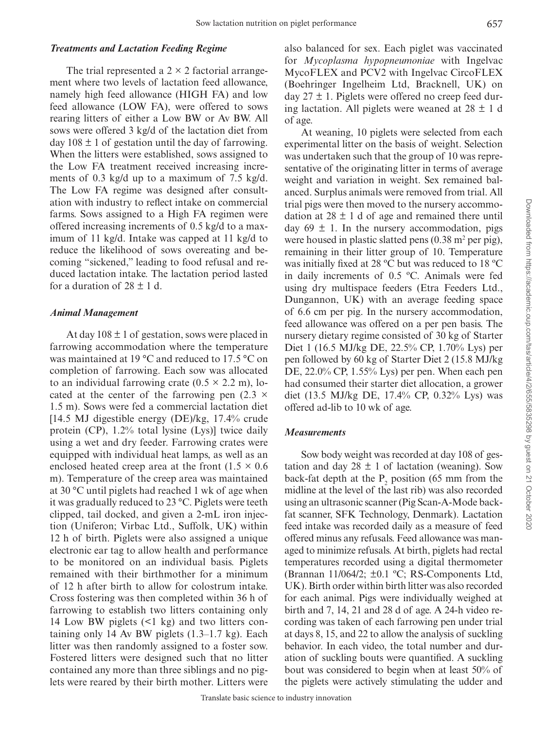### *Treatments and Lactation Feeding Regime*

The trial represented a 2 × 2 factorial arrangement where two levels of lactation feed allowance, namely high feed allowance (HIGH FA) and low feed allowance (LOW FA), were offered to sows rearing litters of either a Low BW or Av BW. All sows were offered 3 kg/d of the lactation diet from day 108 ± 1 of gestation until the day of farrowing. When the litters were established, sows assigned to the Low FA treatment received increasing increments of 0.3 kg/d up to a maximum of 7.5 kg/d. The Low FA regime was designed after consultation with industry to reflect intake on commercial farms. Sows assigned to a High FA regimen were offered increasing increments of 0.5 kg/d to a maximum of 11 kg/d. Intake was capped at 11 kg/d to reduce the likelihood of sows overeating and becoming "sickened," leading to food refusal and reduced lactation intake. The lactation period lasted for a duration of 28 ± 1 d.

### *Animal Management*

At day 108 ± 1 of gestation, sows were placed in farrowing accommodation where the temperature was maintained at 19 °C and reduced to 17.5 °C on completion of farrowing. Each sow was allocated to an individual farrowing crate (0.5 × 2.2 m), located at the center of the farrowing pen (2.3 × 1.5 m). Sows were fed a commercial lactation diet [14.5 MJ digestible energy (DE)/kg, 17.4% crude protein (CP), 1.2% total lysine (Lys)] twice daily using a wet and dry feeder. Farrowing crates were equipped with individual heat lamps, as well as an enclosed heated creep area at the front (1.5 × 0.6 m). Temperature of the creep area was maintained at 30 °C until piglets had reached 1 wk of age when it was gradually reduced to 23 °C. Piglets were teeth clipped, tail docked, and given a 2-mL iron injection (Uniferon; Virbac Ltd., Suffolk, UK) within 12 h of birth. Piglets were also assigned a unique electronic ear tag to allow health and performance to be monitored on an individual basis. Piglets remained with their birthmother for a minimum of 12 h after birth to allow for colostrum intake. Cross fostering was then completed within 36 h of farrowing to establish two litters containing only 14 Low BW piglets (<1 kg) and two litters containing only 14 Av BW piglets (1.3–1.7 kg). Each litter was then randomly assigned to a foster sow. Fostered litters were designed such that no litter contained any more than three siblings and no piglets were reared by their birth mother. Litters were also balanced for sex. Each piglet was vaccinated for *Mycoplasma hypopneumoniae* with Ingelvac MycoFLEX and PCV2 with Ingelvac CircoFLEX (Boehringer Ingelheim Ltd, Bracknell, UK) on day 27 ± 1. Piglets were offered no creep feed during lactation. All piglets were weaned at 28 ± 1 d of age.

At weaning, 10 piglets were selected from each experimental litter on the basis of weight. Selection was undertaken such that the group of 10 was representative of the originating litter in terms of average weight and variation in weight. Sex remained balanced. Surplus animals were removed from trial. All trial pigs were then moved to the nursery accommodation at 28 ± 1 d of age and remained there until day 69 ± 1. In the nursery accommodation, pigs were housed in plastic slatted pens (0.38 $m^2$ per pig), remaining in their litter group of 10. Temperature was initially fixed at 28 ºC but was reduced to 18 ºC in daily increments of 0.5 ºC. Animals were fed using dry multispace feeders (Etra Feeders Ltd., Dungannon, UK) with an average feeding space of 6.6 cm per pig. In the nursery accommodation, feed allowance was offered on a per pen basis. The nursery dietary regime consisted of 30 kg of Starter Diet 1 (16.5 MJ/kg DE, 22.5% CP, 1.70% Lys) per pen followed by 60 kg of Starter Diet 2 (15.8 MJ/kg DE, 22.0% CP, 1.55% Lys) per pen. When each pen had consumed their starter diet allocation, a grower diet (13.5 MJ/kg DE, 17.4% CP, 0.32% Lys) was offered ad-lib to 10 wk of age.

### *Measurements*

Sow body weight was recorded at day 108 of gestation and day 28 ± 1 of lactation (weaning). Sow back-fat depth at the $P_2$ position (65 mm from the midline at the level of the last rib) was also recorded using an ultrasonic scanner (Pig Scan-A-Mode back-fat scanner, SFK Technology, Denmark). Lactation feed intake was recorded daily as a measure of feed offered minus any refusals. Feed allowance was managed to minimize refusals. At birth, piglets had rectal temperatures recorded using a digital thermometer (Brannan 11/064/2; ±0.1 ºC; RS-Components Ltd, UK). Birth order within birth litter was also recorded for each animal. Pigs were individually weighed at birth and 7, 14, 21 and 28 d of age. A 24-h video recording was taken of each farrowing pen under trial at days 8, 15, and 22 to allow the analysis of suckling behavior. In each video, the total number and duration of suckling bouts were quantified. A suckling bout was considered to begin when at least 50% of the piglets were actively stimulating the udder and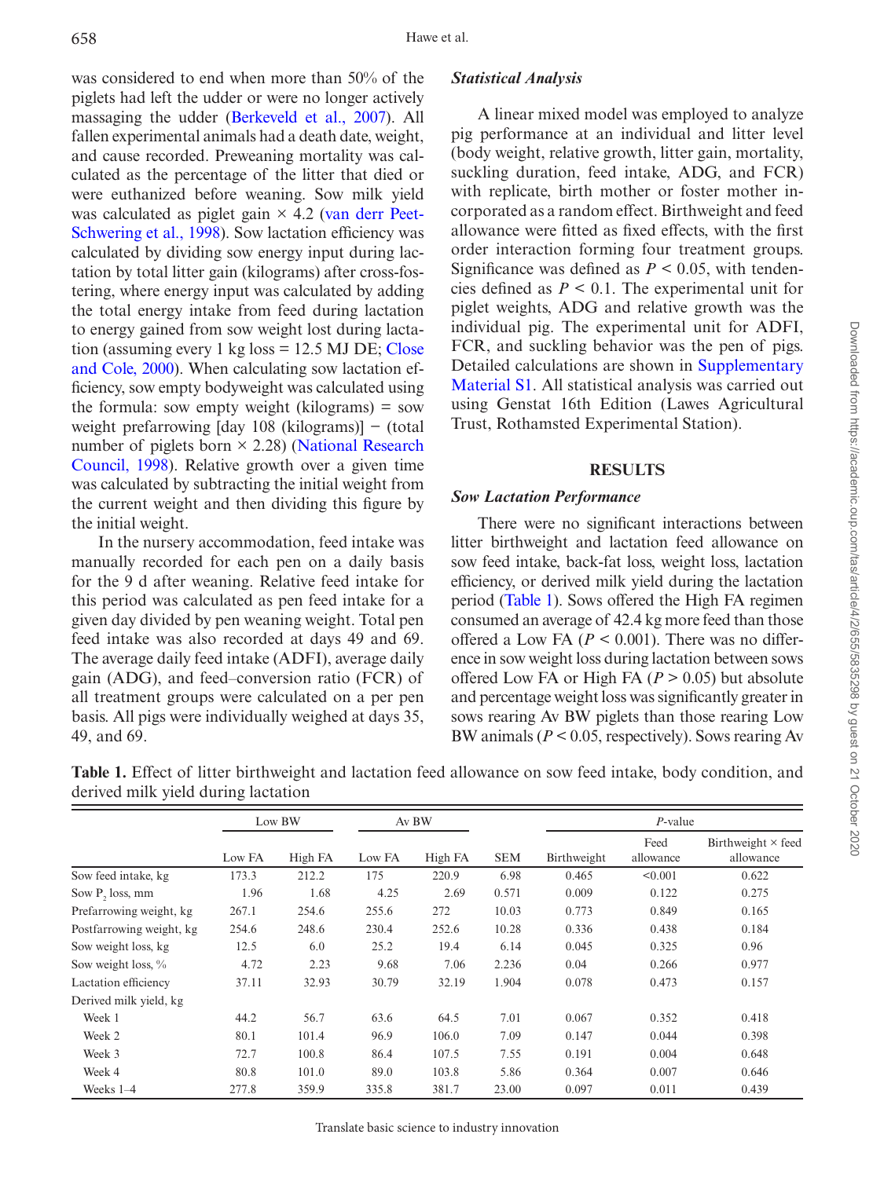was considered to end when more than 50% of the piglets had left the udder or were no longer actively massaging the udder (Berkeveld et al., 2007). All fallen experimental animals had a death date, weight, and cause recorded. Preweaning mortality was calculated as the percentage of the litter that died or were euthanized before weaning. Sow milk yield was calculated as piglet gain × 4.2 (van derr Peet-Schwering et al., 1998). Sow lactation efficiency was calculated by dividing sow energy input during lactation by total litter gain (kilograms) after cross-fostering, where energy input was calculated by adding the total energy intake from feed during lactation to energy gained from sow weight lost during lactation (assuming every 1 kg loss = 12.5 MJ DE; Close and Cole, 2000). When calculating sow lactation efficiency, sow empty bodyweight was calculated using the formula: sow empty weight (kilograms) = sow weight prefarrowing [day 108 (kilograms)] − (total number of piglets born × 2.28) (National Research Council, 1998). Relative growth over a given time was calculated by subtracting the initial weight from the current weight and then dividing this figure by the initial weight.

In the nursery accommodation, feed intake was manually recorded for each pen on a daily basis for the 9 d after weaning. Relative feed intake for this period was calculated as pen feed intake for a given day divided by pen weaning weight. Total pen feed intake was also recorded at days 49 and 69. The average daily feed intake (ADFI), average daily gain (ADG), and feed–conversion ratio (FCR) of all treatment groups were calculated on a per pen basis. All pigs were individually weighed at days 35, 49, and 69.

### *Statistical Analysis*

A linear mixed model was employed to analyze pig performance at an individual and litter level (body weight, relative growth, litter gain, mortality, suckling duration, feed intake, ADG, and FCR) with replicate, birth mother or foster mother incorporated as a random effect. Birthweight and feed allowance were fitted as fixed effects, with the first order interaction forming four treatment groups. Significance was defined as $P < 0.05$, with tendencies defined as $P < 0.1$. The experimental unit for piglet weights, ADG and relative growth was the individual pig. The experimental unit for ADFI, FCR, and suckling behavior was the pen of pigs. Detailed calculations are shown in Supplementary Material S1. All statistical analysis was carried out using Genstat 16th Edition (Lawes Agricultural Trust, Rothamsted Experimental Station).

## RESULTS

### *Sow Lactation Performance*

There were no significant interactions between litter birthweight and lactation feed allowance on sow feed intake, back-fat loss, weight loss, lactation efficiency, or derived milk yield during the lactation period (Table 1). Sows offered the High FA regimen consumed an average of 42.4 kg more feed than those offered a Low FA ($P < 0.001$). There was no difference in sow weight loss during lactation between sows offered Low FA or High FA ($P > 0.05$) but absolute and percentage weight loss was significantly greater in sows rearing Av BW piglets than those rearing Low BW animals ($P < 0.05$, respectively). Sows rearing Av

**Table 1.** Effect of litter birthweight and lactation feed allowance on sow feed intake, body condition, and derived milk yield during lactation

| | Low BW | | Av BW | | | *P*-value | | |
|---|---|---|---|---|---|---|---|---|
| | Low FA | High FA | Low FA | High FA | SEM | Birthweight | Feed allowance | Birthweight × feed allowance |
| Sow feed intake, kg | 173.3 | 212.2 | 175 | 220.9 | 6.98 | 0.465 | <0.001 | 0.622 |
| Sow $P_2$ loss, mm | 1.96 | 1.68 | 4.25 | 2.69 | 0.571 | 0.009 | 0.122 | 0.275 |
| Prefarrowing weight, kg | 267.1 | 254.6 | 255.6 | 272 | 10.03 | 0.773 | 0.849 | 0.165 |
| Postfarrowing weight, kg | 254.6 | 248.6 | 230.4 | 252.6 | 10.28 | 0.336 | 0.438 | 0.184 |
| Sow weight loss, kg | 12.5 | 6.0 | 25.2 | 19.4 | 6.14 | 0.045 | 0.325 | 0.96 |
| Sow weight loss, % | 4.72 | 2.23 | 9.68 | 7.06 | 2.236 | 0.04 | 0.266 | 0.977 |
| Lactation efficiency | 37.11 | 32.93 | 30.79 | 32.19 | 1.904 | 0.078 | 0.473 | 0.157 |
| Derived milk yield, kg | | | | | | | | |
| Week 1 | 44.2 | 56.7 | 63.6 | 64.5 | 7.01 | 0.067 | 0.352 | 0.418 |
| Week 2 | 80.1 | 101.4 | 96.9 | 106.0 | 7.09 | 0.147 | 0.044 | 0.398 |
| Week 3 | 72.7 | 100.8 | 86.4 | 107.5 | 7.55 | 0.191 | 0.004 | 0.648 |
| Week 4 | 80.8 | 101.0 | 89.0 | 103.8 | 5.86 | 0.364 | 0.007 | 0.646 |
| Weeks 1–4 | 277.8 | 359.9 | 335.8 | 381.7 | 23.00 | 0.097 | 0.011 | 0.439 |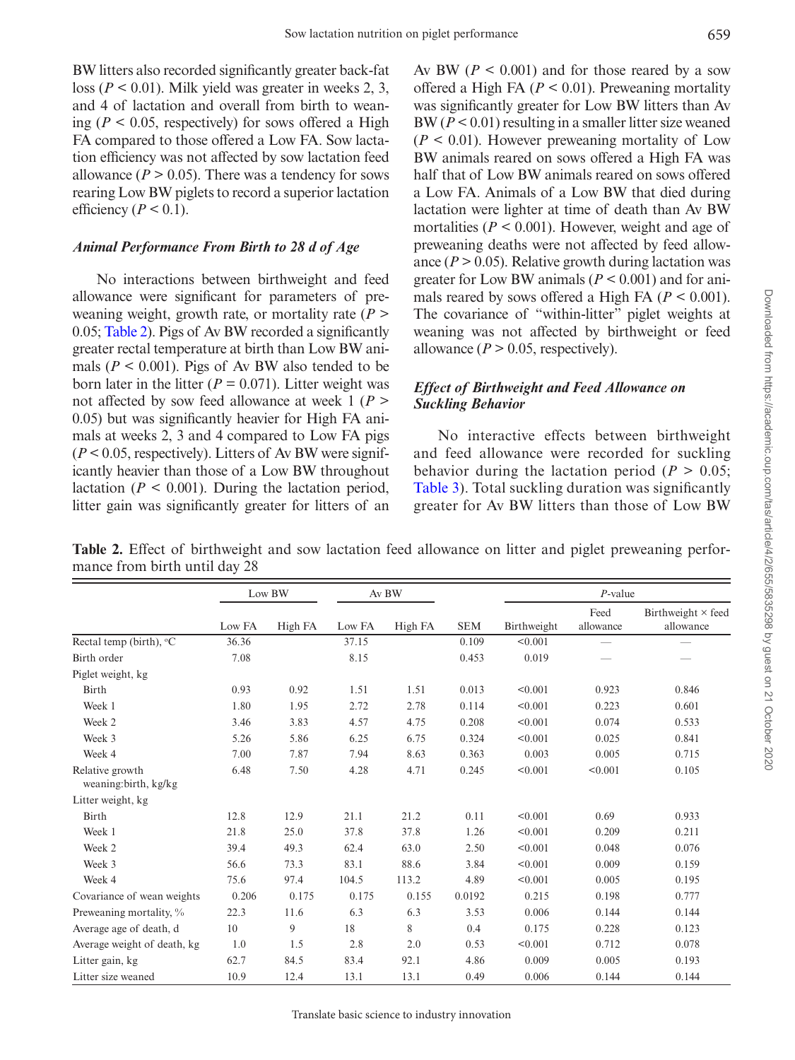BW litters also recorded significantly greater back-fat loss ($P < 0.01$). Milk yield was greater in weeks 2, 3, and 4 of lactation and overall from birth to weaning ($P < 0.05$, respectively) for sows offered a High FA compared to those offered a Low FA. Sow lactation efficiency was not affected by sow lactation feed allowance ($P > 0.05$). There was a tendency for sows rearing Low BW piglets to record a superior lactation efficiency ($P < 0.1$).

### *Animal Performance From Birth to 28 d of Age*

No interactions between birthweight and feed allowance were significant for parameters of preweaning weight, growth rate, or mortality rate ($P > 0.05$; Table 2). Pigs of Av BW recorded a significantly greater rectal temperature at birth than Low BW animals ($P < 0.001$). Pigs of Av BW also tended to be born later in the litter ($P = 0.071$). Litter weight was not affected by sow feed allowance at week 1 ($P > 0.05$) but was significantly heavier for High FA animals at weeks 2, 3 and 4 compared to Low FA pigs ($P < 0.05$, respectively). Litters of Av BW were significantly heavier than those of a Low BW throughout lactation ($P < 0.001$). During the lactation period, litter gain was significantly greater for litters of an Av BW ($P < 0.001$) and for those reared by a sow offered a High FA ($P < 0.01$). Preweaning mortality was significantly greater for Low BW litters than Av BW ($P < 0.01$) resulting in a smaller litter size weaned ($P < 0.01$). However preweaning mortality of Low BW animals reared on sows offered a High FA was half that of Low BW animals reared on sows offered a Low FA. Animals of a Low BW that died during lactation were lighter at time of death than Av BW mortalities ($P < 0.001$). However, weight and age of preweaning deaths were not affected by feed allowance ($P > 0.05$). Relative growth during lactation was greater for Low BW animals ($P < 0.001$) and for animals reared by sows offered a High FA ($P < 0.001$). The covariance of "within-litter" piglet weights at weaning was not affected by birthweight or feed allowance ($P > 0.05$, respectively).

### *Effect of Birthweight and Feed Allowance on Suckling Behavior*

No interactive effects between birthweight and feed allowance were recorded for suckling behavior during the lactation period ($P > 0.05$; Table 3). Total suckling duration was significantly greater for Av BW litters than those of Low BW

**Table 2.** Effect of birthweight and sow lactation feed allowance on litter and piglet preweaning performance from birth until day 28

| | Low BW | | Av BW | | | *P*-value | | |
|---|---|---|---|---|---|---|---|---|
| | Low FA | High FA | Low FA | High FA | SEM | Birthweight | Feed allowance | Birthweight × feed allowance |
| Rectal temp (birth), °C | 36.36 | | 37.15 | | 0.109 | <0.001 | — | — |
| Birth order | 7.08 | | 8.15 | | 0.453 | 0.019 | — | — |
| Piglet weight, kg | | | | | | | | |
| Birth | 0.93 | 0.92 | 1.51 | 1.51 | 0.013 | <0.001 | 0.923 | 0.846 |
| Week 1 | 1.80 | 1.95 | 2.72 | 2.78 | 0.114 | <0.001 | 0.223 | 0.601 |
| Week 2 | 3.46 | 3.83 | 4.57 | 4.75 | 0.208 | <0.001 | 0.074 | 0.533 |
| Week 3 | 5.26 | 5.86 | 6.25 | 6.75 | 0.324 | <0.001 | 0.025 | 0.841 |
| Week 4 | 7.00 | 7.87 | 7.94 | 8.63 | 0.363 | 0.003 | 0.005 | 0.715 |
| Relative growth weaning:birth, kg/kg | 6.48 | 7.50 | 4.28 | 4.71 | 0.245 | <0.001 | <0.001 | 0.105 |
| Litter weight, kg | | | | | | | | |
| Birth | 12.8 | 12.9 | 21.1 | 21.2 | 0.11 | <0.001 | 0.69 | 0.933 |
| Week 1 | 21.8 | 25.0 | 37.8 | 37.8 | 1.26 | <0.001 | 0.209 | 0.211 |
| Week 2 | 39.4 | 49.3 | 62.4 | 63.0 | 2.50 | <0.001 | 0.048 | 0.076 |
| Week 3 | 56.6 | 73.3 | 83.1 | 88.6 | 3.84 | <0.001 | 0.009 | 0.159 |
| Week 4 | 75.6 | 97.4 | 104.5 | 113.2 | 4.89 | <0.001 | 0.005 | 0.195 |
| Covariance of wean weights | 0.206 | 0.175 | 0.175 | 0.155 | 0.0192 | 0.215 | 0.198 | 0.777 |
| Preweaning mortality, % | 22.3 | 11.6 | 6.3 | 6.3 | 3.53 | 0.006 | 0.144 | 0.144 |
| Average age of death, d | 10 | 9 | 18 | 8 | 0.4 | 0.175 | 0.228 | 0.123 |
| Average weight of death, kg | 1.0 | 1.5 | 2.8 | 2.0 | 0.53 | <0.001 | 0.712 | 0.078 |
| Litter gain, kg | 62.7 | 84.5 | 83.4 | 92.1 | 4.86 | 0.009 | 0.005 | 0.193 |
| Litter size weaned | 10.9 | 12.4 | 13.1 | 13.1 | 0.49 | 0.006 | 0.144 | 0.144 |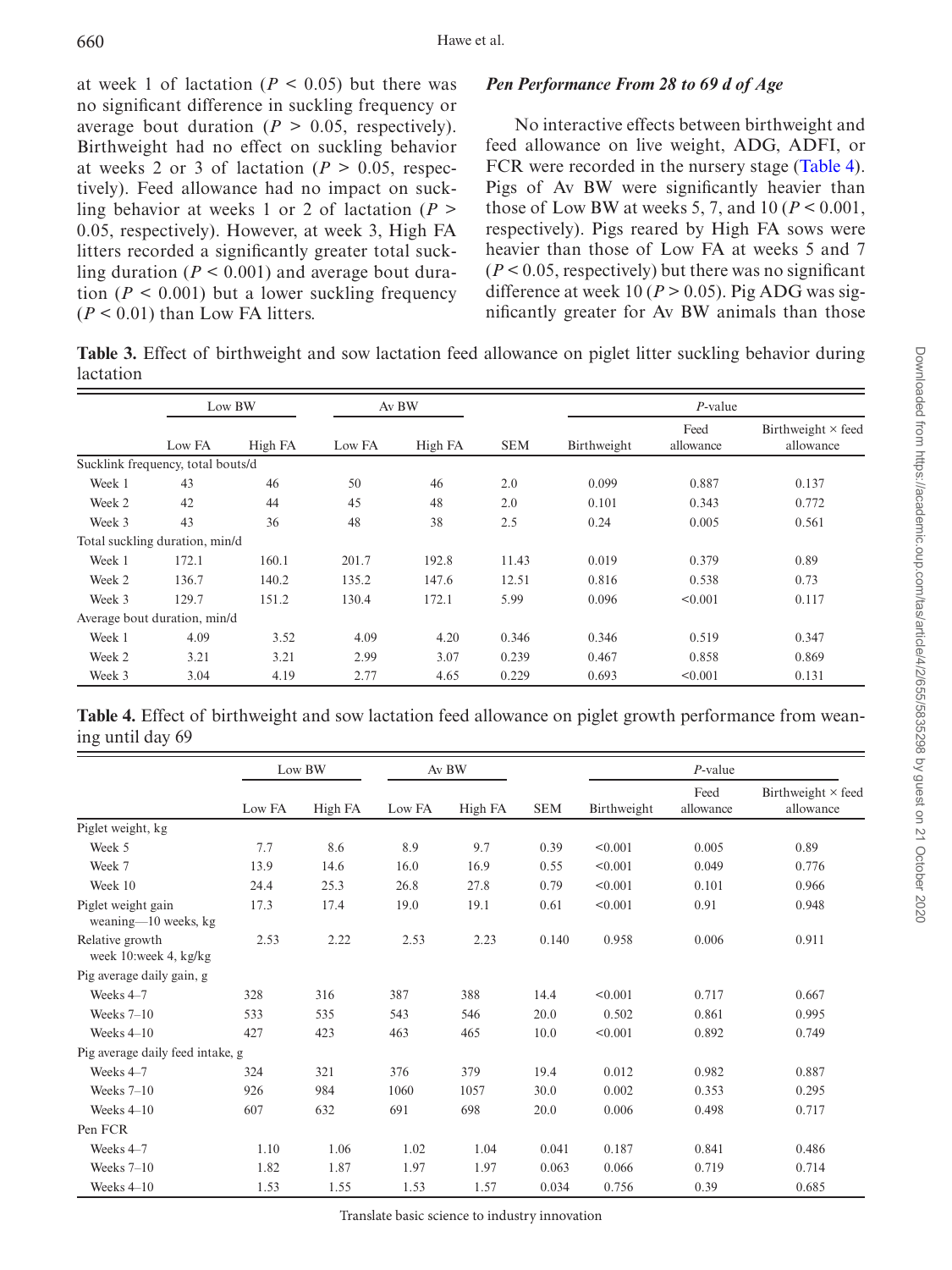at week 1 of lactation ($P < 0.05$) but there was no significant difference in suckling frequency or average bout duration ($P > 0.05$, respectively). Birthweight had no effect on suckling behavior at weeks 2 or 3 of lactation ($P > 0.05$, respectively). Feed allowance had no impact on suckling behavior at weeks 1 or 2 of lactation ($P > 0.05$, respectively). However, at week 3, High FA litters recorded a significantly greater total suckling duration ($P < 0.001$) and average bout duration ($P < 0.001$) but a lower suckling frequency ($P < 0.01$) than Low FA litters.

### *Pen Performance From 28 to 69 d of Age*

No interactive effects between birthweight and feed allowance on live weight, ADG, ADFI, or FCR were recorded in the nursery stage (Table 4). Pigs of Av BW were significantly heavier than those of Low BW at weeks 5, 7, and 10 ($P < 0.001$, respectively). Pigs reared by High FA sows were heavier than those of Low FA at weeks 5 and 7 ($P < 0.05$, respectively) but there was no significant difference at week 10 ($P > 0.05$). Pig ADG was significantly greater for Av BW animals than those

**Table 3.** Effect of birthweight and sow lactation feed allowance on piglet litter suckling behavior during lactation

| | Low BW | | Av BW | | | *P*-value | | |
|---|---|---|---|---|---|---|---|---|
| | Low FA | High FA | Low FA | High FA | SEM | Birthweight | Feed allowance | Birthweight × feed allowance |
| Sucklink frequency, total bouts/d | | | | | | | | |
| Week 1 | 43 | 46 | 50 | 46 | 2.0 | 0.099 | 0.887 | 0.137 |
| Week 2 | 42 | 44 | 45 | 48 | 2.0 | 0.101 | 0.343 | 0.772 |
| Week 3 | 43 | 36 | 48 | 38 | 2.5 | 0.24 | 0.005 | 0.561 |
| Total suckling duration, min/d | | | | | | | | |
| Week 1 | 172.1 | 160.1 | 201.7 | 192.8 | 11.43 | 0.019 | 0.379 | 0.89 |
| Week 2 | 136.7 | 140.2 | 135.2 | 147.6 | 12.51 | 0.816 | 0.538 | 0.73 |
| Week 3 | 129.7 | 151.2 | 130.4 | 172.1 | 5.99 | 0.096 | <0.001 | 0.117 |
| Average bout duration, min/d | | | | | | | | |
| Week 1 | 4.09 | 3.52 | 4.09 | 4.20 | 0.346 | 0.346 | 0.519 | 0.347 |
| Week 2 | 3.21 | 3.21 | 2.99 | 3.07 | 0.239 | 0.467 | 0.858 | 0.869 |
| Week 3 | 3.04 | 4.19 | 2.77 | 4.65 | 0.229 | 0.693 | <0.001 | 0.131 |

**Table 4.** Effect of birthweight and sow lactation feed allowance on piglet growth performance from weaning until day 69

| | Low BW | | Av BW | | | *P*-value | | |
|---|---|---|---|---|---|---|---|---|
| | Low FA | High FA | Low FA | High FA | SEM | Birthweight | Feed allowance | Birthweight × feed allowance |
| Piglet weight, kg | | | | | | | | |
| Week 5 | 7.7 | 8.6 | 8.9 | 9.7 | 0.39 | <0.001 | 0.005 | 0.89 |
| Week 7 | 13.9 | 14.6 | 16.0 | 16.9 | 0.55 | <0.001 | 0.049 | 0.776 |
| Week 10 | 24.4 | 25.3 | 26.8 | 27.8 | 0.79 | <0.001 | 0.101 | 0.966 |
| Piglet weight gain weaning—10 weeks, kg | 17.3 | 17.4 | 19.0 | 19.1 | 0.61 | <0.001 | 0.91 | 0.948 |
| Relative growth week 10:week 4, kg/kg | 2.53 | 2.22 | 2.53 | 2.23 | 0.140 | 0.958 | 0.006 | 0.911 |
| Pig average daily gain, g | | | | | | | | |
| Weeks 4–7 | 328 | 316 | 387 | 388 | 14.4 | <0.001 | 0.717 | 0.667 |
| Weeks 7–10 | 533 | 535 | 543 | 546 | 20.0 | 0.502 | 0.861 | 0.995 |
| Weeks 4–10 | 427 | 423 | 463 | 465 | 10.0 | <0.001 | 0.892 | 0.749 |
| Pig average daily feed intake, g | | | | | | | | |
| Weeks 4–7 | 324 | 321 | 376 | 379 | 19.4 | 0.012 | 0.982 | 0.887 |
| Weeks 7–10 | 926 | 984 | 1060 | 1057 | 30.0 | 0.002 | 0.353 | 0.295 |
| Weeks 4–10 | 607 | 632 | 691 | 698 | 20.0 | 0.006 | 0.498 | 0.717 |
| Pen FCR | | | | | | | | |
| Weeks 4–7 | 1.10 | 1.06 | 1.02 | 1.04 | 0.041 | 0.187 | 0.841 | 0.486 |
| Weeks 7–10 | 1.82 | 1.87 | 1.97 | 1.97 | 0.063 | 0.066 | 0.719 | 0.714 |
| Weeks 4–10 | 1.53 | 1.55 | 1.53 | 1.57 | 0.034 | 0.756 | 0.39 | 0.685 |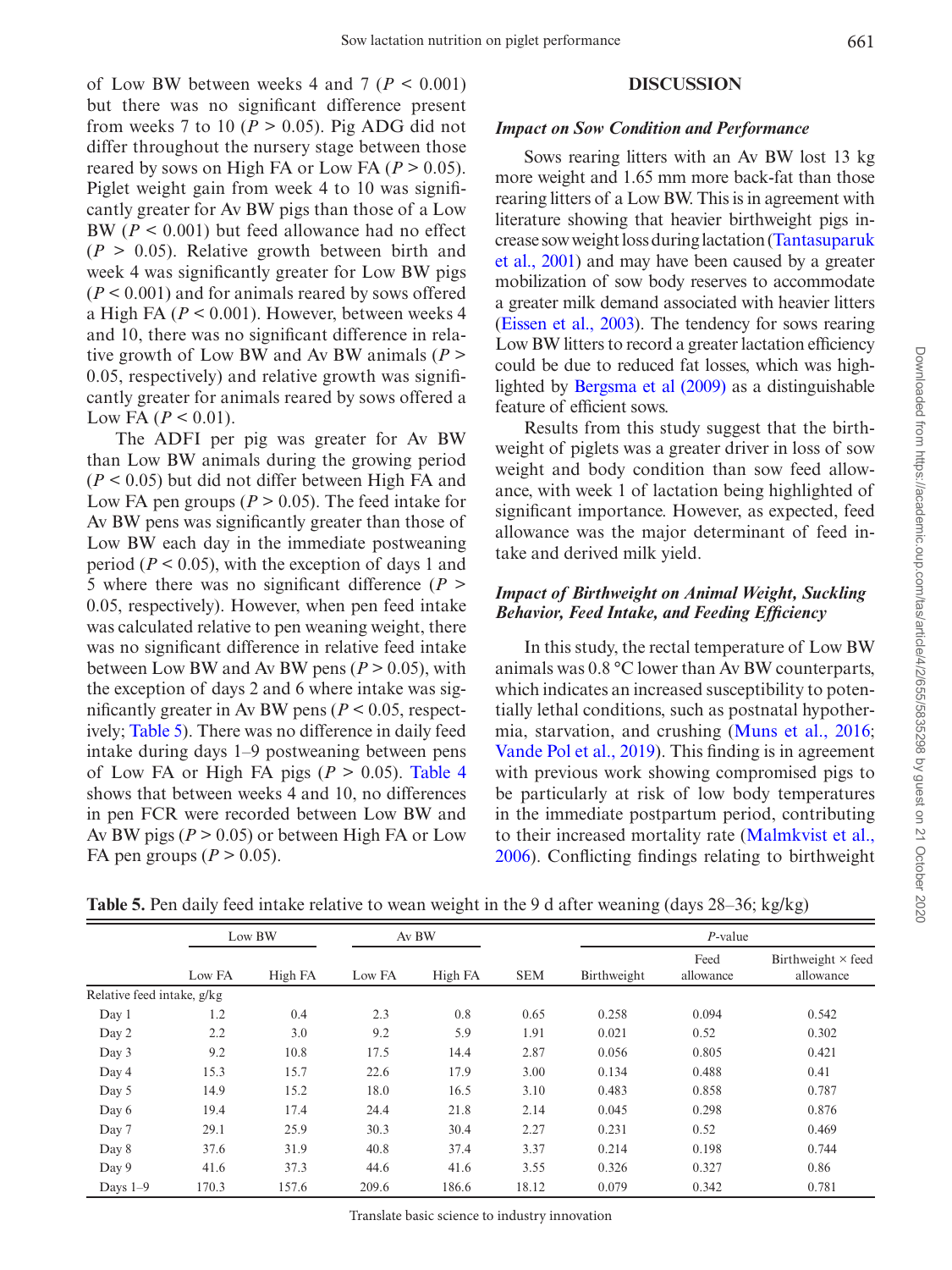of Low BW between weeks 4 and 7 ($P < 0.001$) but there was no significant difference present from weeks 7 to 10 ($P > 0.05$). Pig ADG did not differ throughout the nursery stage between those reared by sows on High FA or Low FA ($P > 0.05$). Piglet weight gain from week 4 to 10 was significantly greater for Av BW pigs than those of a Low BW ($P < 0.001$) but feed allowance had no effect ($P > 0.05$). Relative growth between birth and week 4 was significantly greater for Low BW pigs ($P < 0.001$) and for animals reared by sows offered a High FA ($P < 0.001$). However, between weeks 4 and 10, there was no significant difference in relative growth of Low BW and Av BW animals ($P > 0.05$, respectively) and relative growth was significantly greater for animals reared by sows offered a Low FA ($P < 0.01$).

The ADFI per pig was greater for Av BW than Low BW animals during the growing period ($P < 0.05$) but did not differ between High FA and Low FA pen groups ($P > 0.05$). The feed intake for Av BW pens was significantly greater than those of Low BW each day in the immediate postweaning period ($P < 0.05$), with the exception of days 1 and 5 where there was no significant difference ($P > 0.05$, respectively). However, when pen feed intake was calculated relative to pen weaning weight, there was no significant difference in relative feed intake between Low BW and Av BW pens ($P > 0.05$), with the exception of days 2 and 6 where intake was significantly greater in Av BW pens ($P < 0.05$, respectively; Table 5). There was no difference in daily feed intake during days 1–9 postweaning between pens of Low FA or High FA pigs ($P > 0.05$). Table 4 shows that between weeks 4 and 10, no differences in pen FCR were recorded between Low BW and Av BW pigs ($P > 0.05$) or between High FA or Low FA pen groups ($P > 0.05$).

## DISCUSSION

### *Impact on Sow Condition and Performance*

Sows rearing litters with an Av BW lost 13 kg more weight and 1.65 mm more back-fat than those rearing litters of a Low BW. This is in agreement with literature showing that heavier birthweight pigs increase sow weight loss during lactation (Tantasuparuk et al., 2001) and may have been caused by a greater mobilization of sow body reserves to accommodate a greater milk demand associated with heavier litters (Eissen et al., 2003). The tendency for sows rearing Low BW litters to record a greater lactation efficiency could be due to reduced fat losses, which was highlighted by Bergsma et al (2009) as a distinguishable feature of efficient sows.

Results from this study suggest that the birthweight of piglets was a greater driver in loss of sow weight and body condition than sow feed allowance, with week 1 of lactation being highlighted of significant importance. However, as expected, feed allowance was the major determinant of feed intake and derived milk yield.

### *Impact of Birthweight on Animal Weight, Suckling Behavior, Feed Intake, and Feeding Efficiency*

In this study, the rectal temperature of Low BW animals was 0.8 °C lower than Av BW counterparts, which indicates an increased susceptibility to potentially lethal conditions, such as postnatal hypothermia, starvation, and crushing (Muns et al., 2016; Vande Pol et al., 2019). This finding is in agreement with previous work showing compromised pigs to be particularly at risk of low body temperatures in the immediate postpartum period, contributing to their increased mortality rate (Malmkvist et al., 2006). Conflicting findings relating to birthweight

**Table 5.** Pen daily feed intake relative to wean weight in the 9 d after weaning (days 28–36; kg/kg)

| | Low BW | | Av BW | | | *P*-value | | |
|---|---|---|---|---|---|---|---|---|
| | Low FA | High FA | Low FA | High FA | SEM | Birthweight | Feed allowance | Birthweight × feed allowance |
| Relative feed intake, g/kg | | | | | | | | |
| Day 1 | 1.2 | 0.4 | 2.3 | 0.8 | 0.65 | 0.258 | 0.094 | 0.542 |
| Day 2 | 2.2 | 3.0 | 9.2 | 5.9 | 1.91 | 0.021 | 0.52 | 0.302 |
| Day 3 | 9.2 | 10.8 | 17.5 | 14.4 | 2.87 | 0.056 | 0.805 | 0.421 |
| Day 4 | 15.3 | 15.7 | 22.6 | 17.9 | 3.00 | 0.134 | 0.488 | 0.41 |
| Day 5 | 14.9 | 15.2 | 18.0 | 16.5 | 3.10 | 0.483 | 0.858 | 0.787 |
| Day 6 | 19.4 | 17.4 | 24.4 | 21.8 | 2.14 | 0.045 | 0.298 | 0.876 |
| Day 7 | 29.1 | 25.9 | 30.3 | 30.4 | 2.27 | 0.231 | 0.52 | 0.469 |
| Day 8 | 37.6 | 31.9 | 40.8 | 37.4 | 3.37 | 0.214 | 0.198 | 0.744 |
| Day 9 | 41.6 | 37.3 | 44.6 | 41.6 | 3.55 | 0.326 | 0.327 | 0.86 |
| Days 1–9 | 170.3 | 157.6 | 209.6 | 186.6 | 18.12 | 0.079 | 0.342 | 0.781 |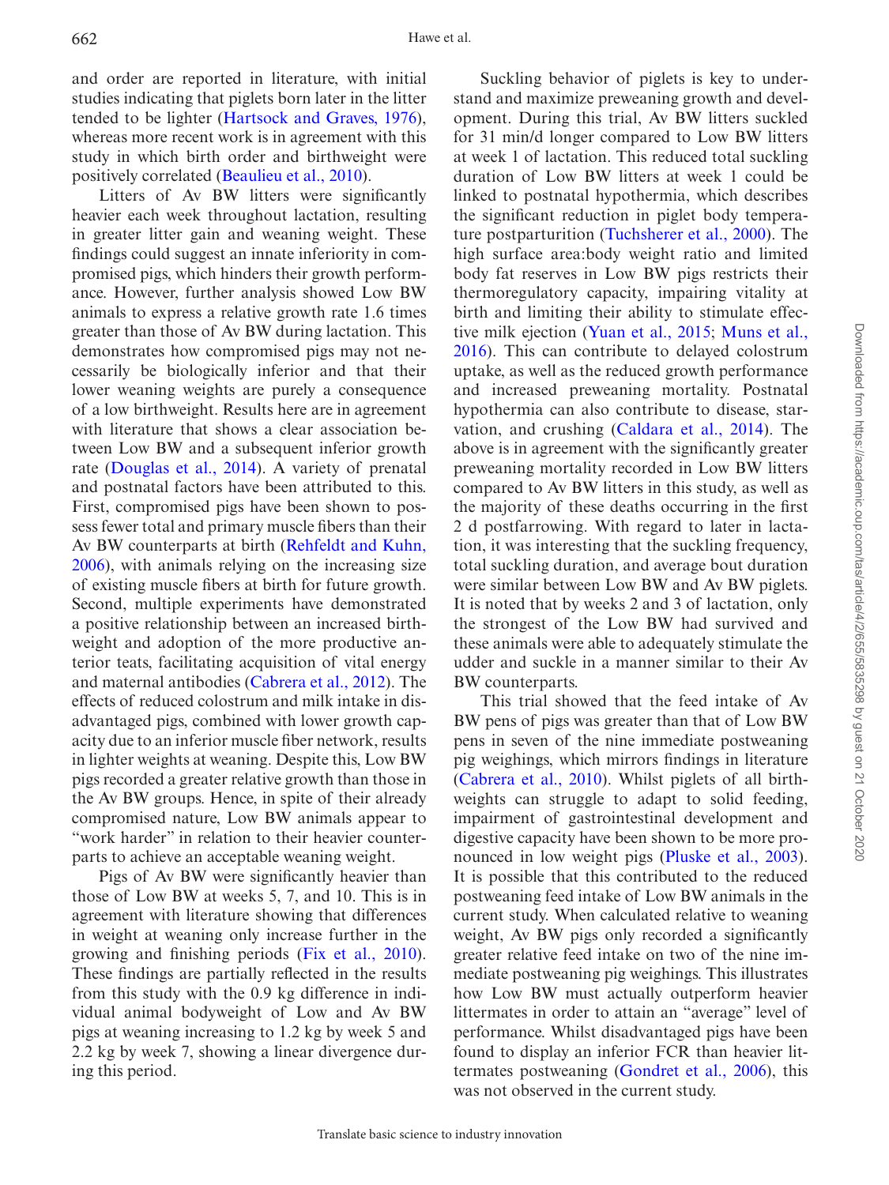and order are reported in literature, with initial studies indicating that piglets born later in the litter tended to be lighter (Hartsock and Graves, 1976), whereas more recent work is in agreement with this study in which birth order and birthweight were positively correlated (Beaulieu et al., 2010).

Litters of Av BW litters were significantly heavier each week throughout lactation, resulting in greater litter gain and weaning weight. These findings could suggest an innate inferiority in compromised pigs, which hinders their growth performance. However, further analysis showed Low BW animals to express a relative growth rate 1.6 times greater than those of Av BW during lactation. This demonstrates how compromised pigs may not necessarily be biologically inferior and that their lower weaning weights are purely a consequence of a low birthweight. Results here are in agreement with literature that shows a clear association between Low BW and a subsequent inferior growth rate (Douglas et al., 2014). A variety of prenatal and postnatal factors have been attributed to this. First, compromised pigs have been shown to possess fewer total and primary muscle fibers than their Av BW counterparts at birth (Rehfeldt and Kuhn, 2006), with animals relying on the increasing size of existing muscle fibers at birth for future growth. Second, multiple experiments have demonstrated a positive relationship between an increased birthweight and adoption of the more productive anterior teats, facilitating acquisition of vital energy and maternal antibodies (Cabrera et al., 2012). The effects of reduced colostrum and milk intake in disadvantaged pigs, combined with lower growth capacity due to an inferior muscle fiber network, results in lighter weights at weaning. Despite this, Low BW pigs recorded a greater relative growth than those in the Av BW groups. Hence, in spite of their already compromised nature, Low BW animals appear to "work harder" in relation to their heavier counterparts to achieve an acceptable weaning weight.

Pigs of Av BW were significantly heavier than those of Low BW at weeks 5, 7, and 10. This is in agreement with literature showing that differences in weight at weaning only increase further in the growing and finishing periods (Fix et al., 2010). These findings are partially reflected in the results from this study with the 0.9 kg difference in individual animal bodyweight of Low and Av BW pigs at weaning increasing to 1.2 kg by week 5 and 2.2 kg by week 7, showing a linear divergence during this period.

Suckling behavior of piglets is key to understand and maximize preweaning growth and development. During this trial, Av BW litters suckled for 31 min/d longer compared to Low BW litters at week 1 of lactation. This reduced total suckling duration of Low BW litters at week 1 could be linked to postnatal hypothermia, which describes the significant reduction in piglet body temperature postparturition (Tuchsherer et al., 2000). The high surface area:body weight ratio and limited body fat reserves in Low BW pigs restricts their thermoregulatory capacity, impairing vitality at birth and limiting their ability to stimulate effective milk ejection (Yuan et al., 2015; Muns et al., 2016). This can contribute to delayed colostrum uptake, as well as the reduced growth performance and increased preweaning mortality. Postnatal hypothermia can also contribute to disease, starvation, and crushing (Caldara et al., 2014). The above is in agreement with the significantly greater preweaning mortality recorded in Low BW litters compared to Av BW litters in this study, as well as the majority of these deaths occurring in the first 2 d postfarrowing. With regard to later in lactation, it was interesting that the suckling frequency, total suckling duration, and average bout duration were similar between Low BW and Av BW piglets. It is noted that by weeks 2 and 3 of lactation, only the strongest of the Low BW had survived and these animals were able to adequately stimulate the udder and suckle in a manner similar to their Av BW counterparts.

This trial showed that the feed intake of Av BW pens of pigs was greater than that of Low BW pens in seven of the nine immediate postweaning pig weighings, which mirrors findings in literature (Cabrera et al., 2010). Whilst piglets of all birthweights can struggle to adapt to solid feeding, impairment of gastrointestinal development and digestive capacity have been shown to be more pronounced in low weight pigs (Pluske et al., 2003). It is possible that this contributed to the reduced postweaning feed intake of Low BW animals in the current study. When calculated relative to weaning weight, Av BW pigs only recorded a significantly greater relative feed intake on two of the nine immediate postweaning pig weighings. This illustrates how Low BW must actually outperform heavier littermates in order to attain an "average" level of performance. Whilst disadvantaged pigs have been found to display an inferior FCR than heavier littermates postweaning (Gondret et al., 2006), this was not observed in the current study.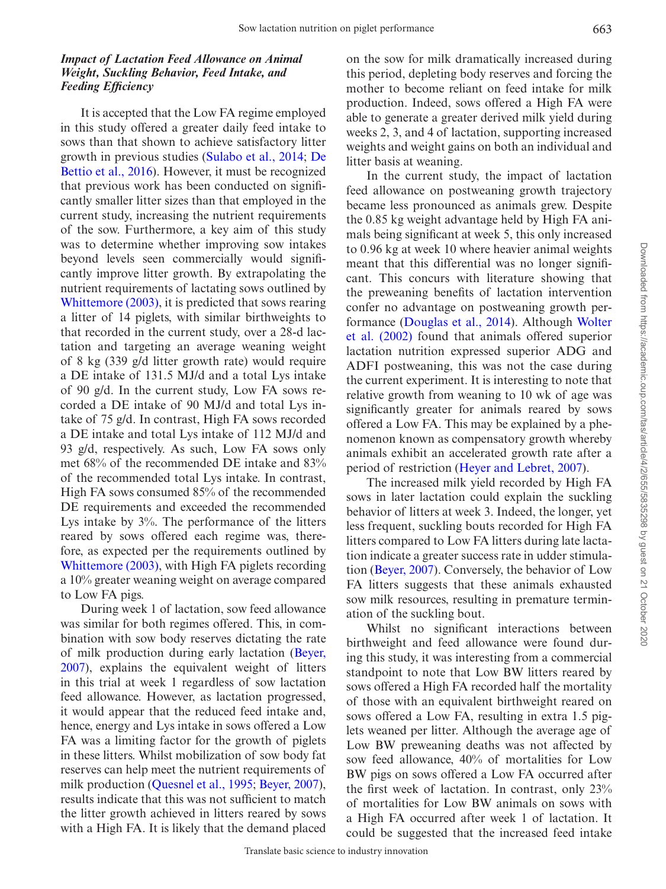### *Impact of Lactation Feed Allowance on Animal Weight, Suckling Behavior, Feed Intake, and Feeding Efficiency*

It is accepted that the Low FA regime employed in this study offered a greater daily feed intake to sows than that shown to achieve satisfactory litter growth in previous studies (Sulabo et al., 2014; De Bettio et al., 2016). However, it must be recognized that previous work has been conducted on significantly smaller litter sizes than that employed in the current study, increasing the nutrient requirements of the sow. Furthermore, a key aim of this study was to determine whether improving sow intakes beyond levels seen commercially would significantly improve litter growth. By extrapolating the nutrient requirements of lactating sows outlined by Whittemore (2003), it is predicted that sows rearing a litter of 14 piglets, with similar birthweights to that recorded in the current study, over a 28-d lactation and targeting an average weaning weight of 8 kg (339 g/d litter growth rate) would require a DE intake of 131.5 MJ/d and a total Lys intake of 90 g/d. In the current study, Low FA sows recorded a DE intake of 90 MJ/d and total Lys intake of 75 g/d. In contrast, High FA sows recorded a DE intake and total Lys intake of 112 MJ/d and 93 g/d, respectively. As such, Low FA sows only met 68% of the recommended DE intake and 83% of the recommended total Lys intake. In contrast, High FA sows consumed 85% of the recommended DE requirements and exceeded the recommended Lys intake by 3%. The performance of the litters reared by sows offered each regime was, therefore, as expected per the requirements outlined by Whittemore (2003), with High FA piglets recording a 10% greater weaning weight on average compared to Low FA pigs.

During week 1 of lactation, sow feed allowance was similar for both regimes offered. This, in combination with sow body reserves dictating the rate of milk production during early lactation (Beyer, 2007), explains the equivalent weight of litters in this trial at week 1 regardless of sow lactation feed allowance. However, as lactation progressed, it would appear that the reduced feed intake and, hence, energy and Lys intake in sows offered a Low FA was a limiting factor for the growth of piglets in these litters. Whilst mobilization of sow body fat reserves can help meet the nutrient requirements of milk production (Quesnel et al., 1995; Beyer, 2007), results indicate that this was not sufficient to match the litter growth achieved in litters reared by sows with a High FA. It is likely that the demand placed on the sow for milk dramatically increased during this period, depleting body reserves and forcing the mother to become reliant on feed intake for milk production. Indeed, sows offered a High FA were able to generate a greater derived milk yield during weeks 2, 3, and 4 of lactation, supporting increased weights and weight gains on both an individual and litter basis at weaning.

In the current study, the impact of lactation feed allowance on postweaning growth trajectory became less pronounced as animals grew. Despite the 0.85 kg weight advantage held by High FA animals being significant at week 5, this only increased to 0.96 kg at week 10 where heavier animal weights meant that this differential was no longer significant. This concurs with literature showing that the preweaning benefits of lactation intervention confer no advantage on postweaning growth performance (Douglas et al., 2014). Although Wolter et al. (2002) found that animals offered superior lactation nutrition expressed superior ADG and ADFI postweaning, this was not the case during the current experiment. It is interesting to note that relative growth from weaning to 10 wk of age was significantly greater for animals reared by sows offered a Low FA. This may be explained by a phenomenon known as compensatory growth whereby animals exhibit an accelerated growth rate after a period of restriction (Heyer and Lebret, 2007).

The increased milk yield recorded by High FA sows in later lactation could explain the suckling behavior of litters at week 3. Indeed, the longer, yet less frequent, suckling bouts recorded for High FA litters compared to Low FA litters during late lactation indicate a greater success rate in udder stimulation (Beyer, 2007). Conversely, the behavior of Low FA litters suggests that these animals exhausted sow milk resources, resulting in premature termination of the suckling bout.

Whilst no significant interactions between birthweight and feed allowance were found during this study, it was interesting from a commercial standpoint to note that Low BW litters reared by sows offered a High FA recorded half the mortality of those with an equivalent birthweight reared on sows offered a Low FA, resulting in extra 1.5 piglets weaned per litter. Although the average age of Low BW preweaning deaths was not affected by sow feed allowance, 40% of mortalities for Low BW pigs on sows offered a Low FA occurred after the first week of lactation. In contrast, only 23% of mortalities for Low BW animals on sows with a High FA occurred after week 1 of lactation. It could be suggested that the increased feed intake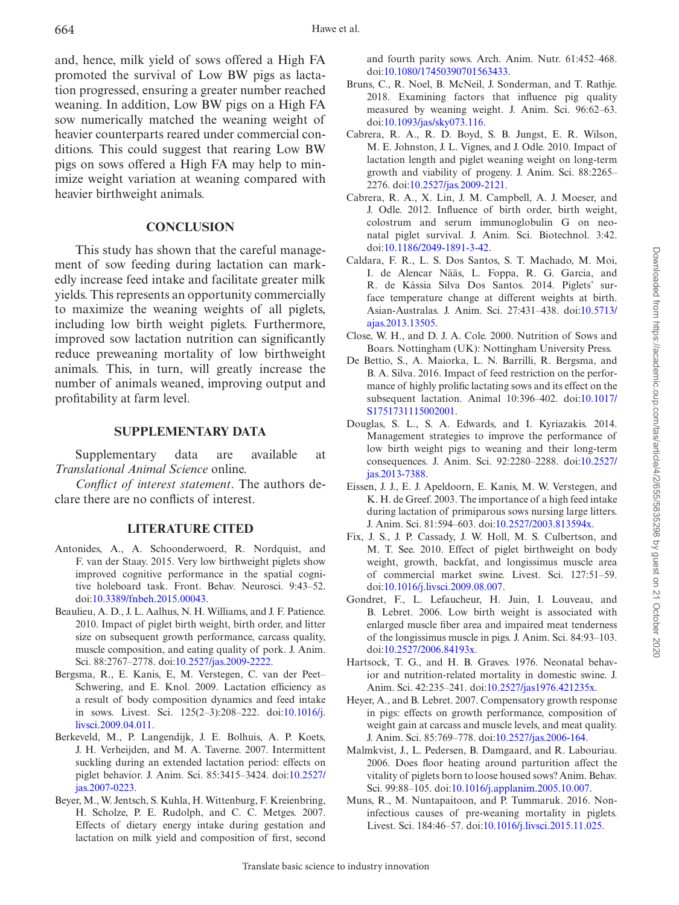and, hence, milk yield of sows offered a High FA promoted the survival of Low BW pigs as lactation progressed, ensuring a greater number reached weaning. In addition, Low BW pigs on a High FA sow numerically matched the weaning weight of heavier counterparts reared under commercial conditions. This could suggest that rearing Low BW pigs on sows offered a High FA may help to minimize weight variation at weaning compared with heavier birthweight animals.

## CONCLUSION

This study has shown that the careful management of sow feeding during lactation can markedly increase feed intake and facilitate greater milk yields. This represents an opportunity commercially to maximize the weaning weights of all piglets, including low birth weight piglets. Furthermore, improved sow lactation nutrition can significantly reduce preweaning mortality of low birthweight animals. This, in turn, will greatly increase the number of animals weaned, improving output and profitability at farm level.

## SUPPLEMENTARY DATA

Supplementary data are available at *Translational Animal Science* online.

*Conflict of interest statement*. The authors declare there are no conflicts of interest.

## LITERATURE CITED

Antonides, A., A. Schoonderwoerd, R. Nordquist, and F. van der Staay. 2015. Very low birthweight piglets show improved cognitive performance in the spatial cognitive holeboard task. Front. Behav. Neurosci. 9:43–52. doi:10.3389/fnbeh.2015.00043.

Beaulieu, A. D., J. L. Aalhus, N. H. Williams, and J. F. Patience. 2010. Impact of piglet birth weight, birth order, and litter size on subsequent growth performance, carcass quality, muscle composition, and eating quality of pork. J. Anim. Sci. 88:2767–2778. doi:10.2527/jas.2009-2222.

Bergsma, R., E. Kanis, E, M. Verstegen, C. van der Peet–Schwering, and E. Knol. 2009. Lactation efficiency as a result of body composition dynamics and feed intake in sows. Livest. Sci. 125(2–3):208–222. doi:10.1016/j.livsci.2009.04.011.

Berkeveld, M., P. Langendijk, J. E. Bolhuis, A. P. Koets, J. H. Verheijden, and M. A. Taverne. 2007. Intermittent suckling during an extended lactation period: effects on piglet behavior. J. Anim. Sci. 85:3415–3424. doi:10.2527/jas.2007-0223.

Beyer, M., W. Jentsch, S. Kuhla, H. Wittenburg, F. Kreienbring, H. Scholze, P. E. Rudolph, and C. C. Metges. 2007. Effects of dietary energy intake during gestation and lactation on milk yield and composition of first, second and fourth parity sows. Arch. Anim. Nutr. 61:452–468. doi:10.1080/17450390701563433.

Bruns, C., R. Noel, B. McNeil, J. Sonderman, and T. Rathje. 2018. Examining factors that influence pig quality measured by weaning weight. J. Anim. Sci. 96:62–63. doi:10.1093/jas/sky073.116.

Cabrera, R. A., R. D. Boyd, S. B. Jungst, E. R. Wilson, M. E. Johnston, J. L. Vignes, and J. Odle. 2010. Impact of lactation length and piglet weaning weight on long-term growth and viability of progeny. J. Anim. Sci. 88:2265–2276. doi:10.2527/jas.2009-2121.

Cabrera, R. A., X. Lin, J. M. Campbell, A. J. Moeser, and J. Odle. 2012. Influence of birth order, birth weight, colostrum and serum immunoglobulin G on neonatal piglet survival. J. Anim. Sci. Biotechnol. 3:42. doi:10.1186/2049-1891-3-42.

Caldara, F. R., L. S. Dos Santos, S. T. Machado, M. Moi, I. de Alencar Nääs, L. Foppa, R. G. Garcia, and R. de Kássia Silva Dos Santos. 2014. Piglets' surface temperature change at different weights at birth. Asian-Australas. J. Anim. Sci. 27:431–438. doi:10.5713/ajas.2013.13505.

Close, W. H., and D. J. A. Cole. 2000. Nutrition of Sows and Boars. Nottingham (UK): Nottingham University Press.

De Bettio, S., A. Maiorka, L. N. Barrilli, R. Bergsma, and B. A. Silva. 2016. Impact of feed restriction on the performance of highly prolific lactating sows and its effect on the subsequent lactation. Animal 10:396–402. doi:10.1017/S1751731115002001.

Douglas, S. L., S. A. Edwards, and I. Kyriazakis. 2014. Management strategies to improve the performance of low birth weight pigs to weaning and their long-term consequences. J. Anim. Sci. 92:2280–2288. doi:10.2527/jas.2013-7388.

Eissen, J. J., E. J. Apeldoorn, E. Kanis, M. W. Verstegen, and K. H. de Greef. 2003. The importance of a high feed intake during lactation of primiparous sows nursing large litters. J. Anim. Sci. 81:594–603. doi:10.2527/2003.813594x.

Fix, J. S., J. P. Cassady, J. W. Holl, M. S. Culbertson, and M. T. See. 2010. Effect of piglet birthweight on body weight, growth, backfat, and longissimus muscle area of commercial market swine. Livest. Sci. 127:51–59. doi:10.1016/j.livsci.2009.08.007.

Gondret, F., L. Lefaucheur, H. Juin, I. Louveau, and B. Lebret. 2006. Low birth weight is associated with enlarged muscle fiber area and impaired meat tenderness of the longissimus muscle in pigs. J. Anim. Sci. 84:93–103. doi:10.2527/2006.84193x.

Hartsock, T. G., and H. B. Graves. 1976. Neonatal behavior and nutrition-related mortality in domestic swine. J. Anim. Sci. 42:235–241. doi:10.2527/jas1976.421235x.

Heyer, A., and B. Lebret. 2007. Compensatory growth response in pigs: effects on growth performance, composition of weight gain at carcass and muscle levels, and meat quality. J. Anim. Sci. 85:769–778. doi:10.2527/jas.2006-164.

Malmkvist, J., L. Pedersen, B. Damgaard, and R. Labouriau. 2006. Does floor heating around parturition affect the vitality of piglets born to loose housed sows? Anim. Behav. Sci. 99:88–105. doi:10.1016/j.applanim.2005.10.007.

Muns, R., M. Nuntapaitoon, and P. Tummaruk. 2016. Non-infectious causes of pre-weaning mortality in piglets. Livest. Sci. 184:46–57. doi:10.1016/j.livsci.2015.11.025.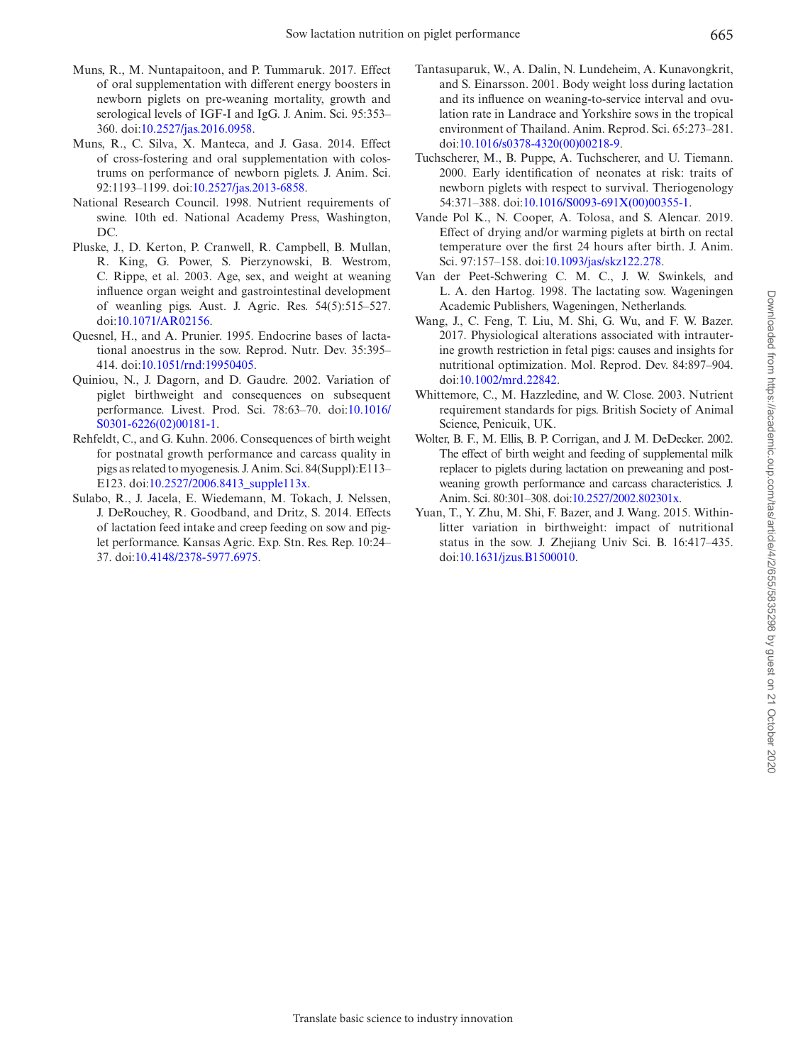Muns, R., M. Nuntapaitoon, and P. Tummaruk. 2017. Effect of oral supplementation with different energy boosters in newborn piglets on pre-weaning mortality, growth and serological levels of IGF-I and IgG. J. Anim. Sci. 95:353–360. doi:10.2527/jas.2016.0958.

Muns, R., C. Silva, X. Manteca, and J. Gasa. 2014. Effect of cross-fostering and oral supplementation with colostrums on performance of newborn piglets. J. Anim. Sci. 92:1193–1199. doi:10.2527/jas.2013-6858.

National Research Council. 1998. Nutrient requirements of swine. 10th ed. National Academy Press, Washington, DC.

Pluske, J., D. Kerton, P. Cranwell, R. Campbell, B. Mullan, R. King, G. Power, S. Pierzynowski, B. Westrom, C. Rippe, et al. 2003. Age, sex, and weight at weaning influence organ weight and gastrointestinal development of weanling pigs. Aust. J. Agric. Res. 54(5):515–527. doi:10.1071/AR02156.

Quesnel, H., and A. Prunier. 1995. Endocrine bases of lactational anoestrus in the sow. Reprod. Nutr. Dev. 35:395–414. doi:10.1051/rnd:19950405.

Quiniou, N., J. Dagorn, and D. Gaudre. 2002. Variation of piglet birthweight and consequences on subsequent performance. Livest. Prod. Sci. 78:63–70. doi:10.1016/S0301-6226(02)00181-1.

Rehfeldt, C., and G. Kuhn. 2006. Consequences of birth weight for postnatal growth performance and carcass quality in pigs as related to myogenesis. J. Anim. Sci. 84(Suppl):E113–E123. doi:10.2527/2006.8413_supple113x.

Sulabo, R., J. Jacela, E. Wiedemann, M. Tokach, J. Nelssen, J. DeRouchey, R. Goodband, and Dritz, S. 2014. Effects of lactation feed intake and creep feeding on sow and piglet performance. Kansas Agric. Exp. Stn. Res. Rep. 10:24–37. doi:10.4148/2378-5977.6975.

Tantasuparuk, W., A. Dalin, N. Lundeheim, A. Kunavongkrit, and S. Einarsson. 2001. Body weight loss during lactation and its influence on weaning-to-service interval and ovulation rate in Landrace and Yorkshire sows in the tropical environment of Thailand. Anim. Reprod. Sci. 65:273–281. doi:10.1016/s0378-4320(00)00218-9.

Tuchscherer, M., B. Puppe, A. Tuchscherer, and U. Tiemann. 2000. Early identification of neonates at risk: traits of newborn piglets with respect to survival. Theriogenology 54:371–388. doi:10.1016/S0093-691X(00)00355-1.

Vande Pol K., N. Cooper, A. Tolosa, and S. Alencar. 2019. Effect of drying and/or warming piglets at birth on rectal temperature over the first 24 hours after birth. J. Anim. Sci. 97:157–158. doi:10.1093/jas/skz122.278.

Van der Peet-Schwering C. M. C., J. W. Swinkels, and L. A. den Hartog. 1998. The lactating sow. Wageningen Academic Publishers, Wageningen, Netherlands.

Wang, J., C. Feng, T. Liu, M. Shi, G. Wu, and F. W. Bazer. 2017. Physiological alterations associated with intrauterine growth restriction in fetal pigs: causes and insights for nutritional optimization. Mol. Reprod. Dev. 84:897–904. doi:10.1002/mrd.22842.

Whittemore, C., M. Hazzledine, and W. Close. 2003. Nutrient requirement standards for pigs. British Society of Animal Science, Penicuik, UK.

Wolter, B. F., M. Ellis, B. P. Corrigan, and J. M. DeDecker. 2002. The effect of birth weight and feeding of supplemental milk replacer to piglets during lactation on preweaning and postweaning growth performance and carcass characteristics. J. Anim. Sci. 80:301–308. doi:10.2527/2002.802301x.

Yuan, T., Y. Zhu, M. Shi, F. Bazer, and J. Wang. 2015. Within-litter variation in birthweight: impact of nutritional status in the sow. J. Zhejiang Univ Sci. B. 16:417–435. doi:10.1631/jzus.B1500010.